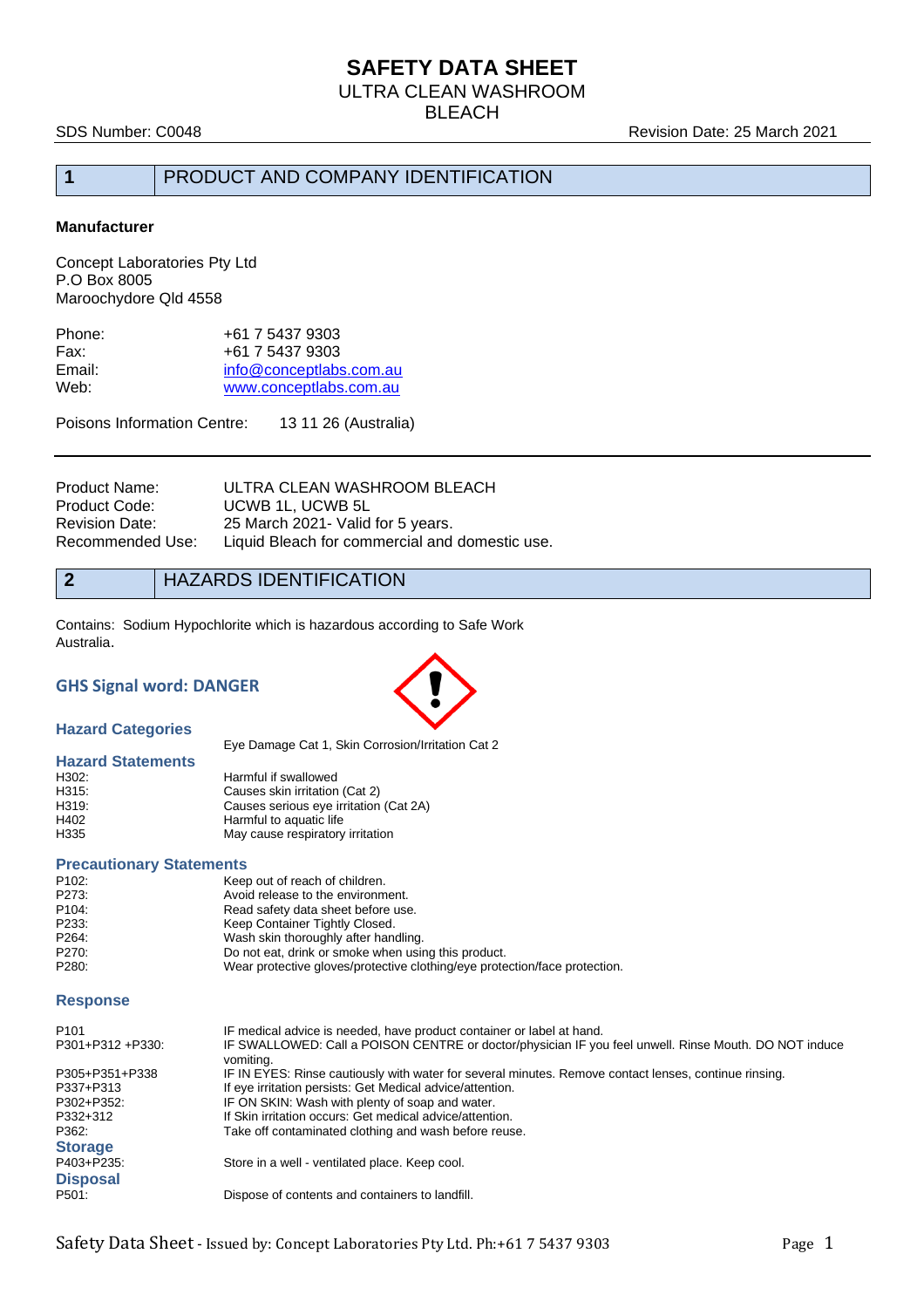# SAFETY DATA SHEET

## ULTRA CLEAN WASHROOM BLEACH

SDS Number: C0048 Revision Date: 25 March 2021

## 1 PRODUCT AND COMPANY IDENTIFICATION

**Manufacturer**

Concept Laboratories Pty Ltd
P.O Box 8005
Maroochydore Qld 4558

| | |
|---|---|
| Phone: | +61 7 5437 9303 |
| Fax: | +61 7 5437 9303 |
| Email: | info@conceptlabs.com.au |
| Web: | www.conceptlabs.com.au |

Poisons Information Centre: 13 11 26 (Australia)

| | |
|---|---|
| Product Name: | ULTRA CLEAN WASHROOM BLEACH |
| Product Code: | UCWB 1L, UCWB 5L |
| Revision Date: | 25 March 2021- Valid for 5 years. |
| Recommended Use: | Liquid Bleach for commercial and domestic use. |

## 2 HAZARDS IDENTIFICATION

Contains: Sodium Hypochlorite which is hazardous according to Safe Work Australia.

### GHS Signal word: DANGER

### Hazard Categories

Eye Damage Cat 1, Skin Corrosion/Irritation Cat 2

### Hazard Statements

| | |
|---|---|
| H302: | Harmful if swallowed |
| H315: | Causes skin irritation (Cat 2) |
| H319: | Causes serious eye irritation (Cat 2A) |
| H402 | Harmful to aquatic life |
| H335 | May cause respiratory irritation |

### Precautionary Statements

| | |
|---|---|
| P102: | Keep out of reach of children. |
| P273: | Avoid release to the environment. |
| P104: | Read safety data sheet before use. |
| P233: | Keep Container Tightly Closed. |
| P264: | Wash skin thoroughly after handling. |
| P270: | Do not eat, drink or smoke when using this product. |
| P280: | Wear protective gloves/protective clothing/eye protection/face protection. |

### Response

| | |
|---|---|
| P101 | IF medical advice is needed, have product container or label at hand. |
| P301+P312 +P330: | IF SWALLOWED: Call a POISON CENTRE or doctor/physician IF you feel unwell. Rinse Mouth. DO NOT induce vomiting. |
| P305+P351+P338 | IF IN EYES: Rinse cautiously with water for several minutes. Remove contact lenses, continue rinsing. |
| P337+P313 | If eye irritation persists: Get Medical advice/attention. |
| P302+P352: | IF ON SKIN: Wash with plenty of soap and water. |
| P332+312 | If Skin irritation occurs: Get medical advice/attention. |
| P362: | Take off contaminated clothing and wash before reuse. |

### Storage

| | |
|---|---|
| P403+P235: | Store in a well - ventilated place. Keep cool. |

### Disposal

| | |
|---|---|
| P501: | Dispose of contents and containers to landfill. |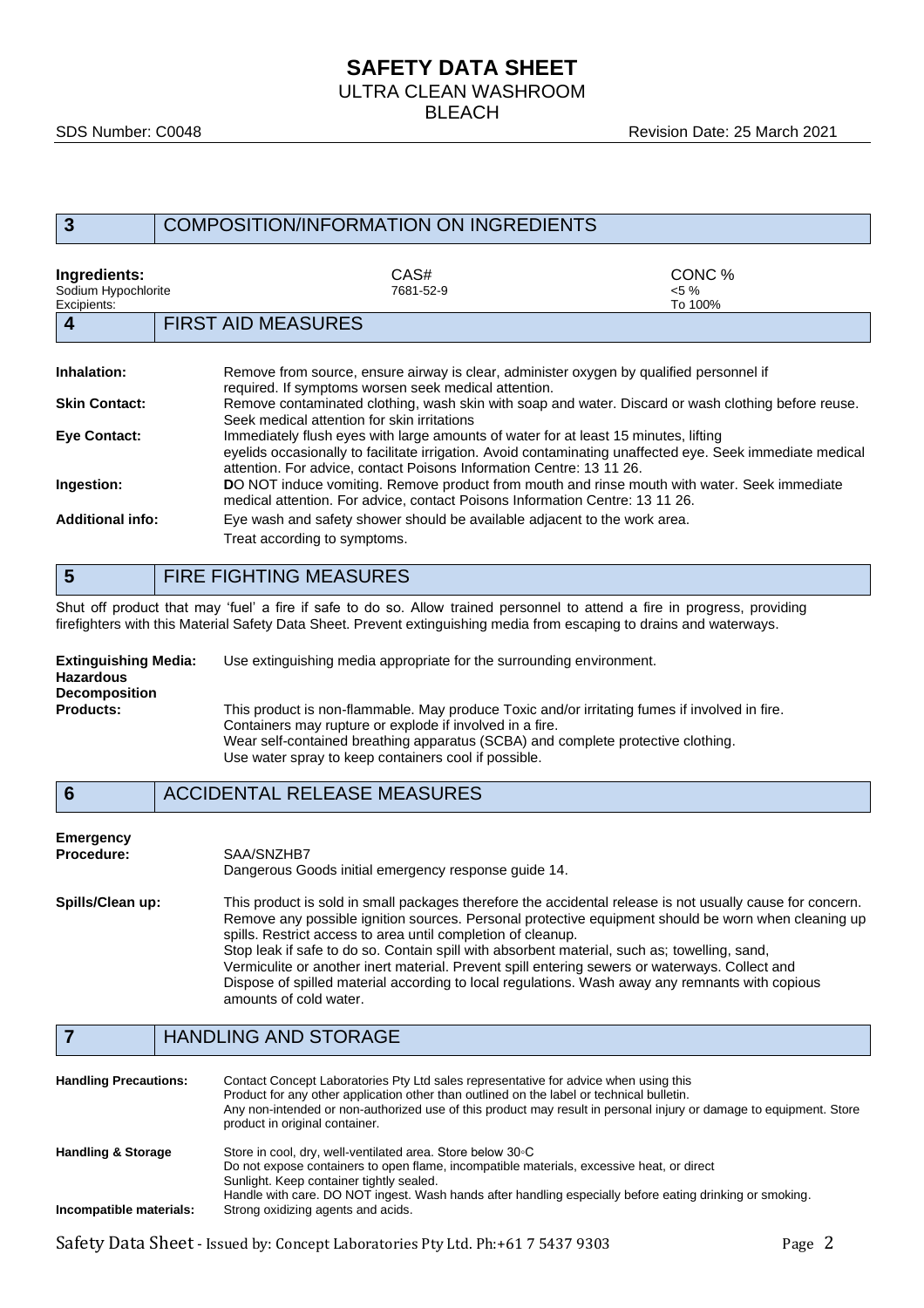## 3 COMPOSITION/INFORMATION ON INGREDIENTS

| Ingredients: | CAS# | CONC % |
|---|---|---|
| Sodium Hypochlorite | 7681-52-9 | <5 % |
| Excipients: | | To 100% |

## 4 FIRST AID MEASURES

**Inhalation:** Remove from source, ensure airway is clear, administer oxygen by qualified personnel if required. If symptoms worsen seek medical attention.

**Skin Contact:** Remove contaminated clothing, wash skin with soap and water. Discard or wash clothing before reuse. Seek medical attention for skin irritations

**Eye Contact:** Immediately flush eyes with large amounts of water for at least 15 minutes, lifting eyelids occasionally to facilitate irrigation. Avoid contaminating unaffected eye. Seek immediate medical attention. For advice, contact Poisons Information Centre: 13 11 26.

**Ingestion:** **D**O NOT induce vomiting. Remove product from mouth and rinse mouth with water. Seek immediate medical attention. For advice, contact Poisons Information Centre: 13 11 26.

**Additional info:** Eye wash and safety shower should be available adjacent to the work area.
Treat according to symptoms.

## 5 FIRE FIGHTING MEASURES

Shut off product that may 'fuel' a fire if safe to do so. Allow trained personnel to attend a fire in progress, providing firefighters with this Material Safety Data Sheet. Prevent extinguishing media from escaping to drains and waterways.

**Extinguishing Media:** Use extinguishing media appropriate for the surrounding environment.

**Hazardous Decomposition Products:** This product is non-flammable. May produce Toxic and/or irritating fumes if involved in fire.
Containers may rupture or explode if involved in a fire.
Wear self-contained breathing apparatus (SCBA) and complete protective clothing.
Use water spray to keep containers cool if possible.

## 6 ACCIDENTAL RELEASE MEASURES

**Emergency Procedure:** SAA/SNZHB7
Dangerous Goods initial emergency response guide 14.

**Spills/Clean up:** This product is sold in small packages therefore the accidental release is not usually cause for concern. Remove any possible ignition sources. Personal protective equipment should be worn when cleaning up spills. Restrict access to area until completion of cleanup.
Stop leak if safe to do so. Contain spill with absorbent material, such as; towelling, sand, Vermiculite or another inert material. Prevent spill entering sewers or waterways. Collect and Dispose of spilled material according to local regulations. Wash away any remnants with copious amounts of cold water.

## 7 HANDLING AND STORAGE

**Handling Precautions:** Contact Concept Laboratories Pty Ltd sales representative for advice when using this Product for any other application other than outlined on the label or technical bulletin.
Any non-intended or non-authorized use of this product may result in personal injury or damage to equipment. Store product in original container.

**Handling & Storage** Store in cool, dry, well-ventilated area. Store below 30◦C
Do not expose containers to open flame, incompatible materials, excessive heat, or direct Sunlight. Keep container tightly sealed.
Handle with care. DO NOT ingest. Wash hands after handling especially before eating drinking or smoking.

**Incompatible materials:** Strong oxidizing agents and acids.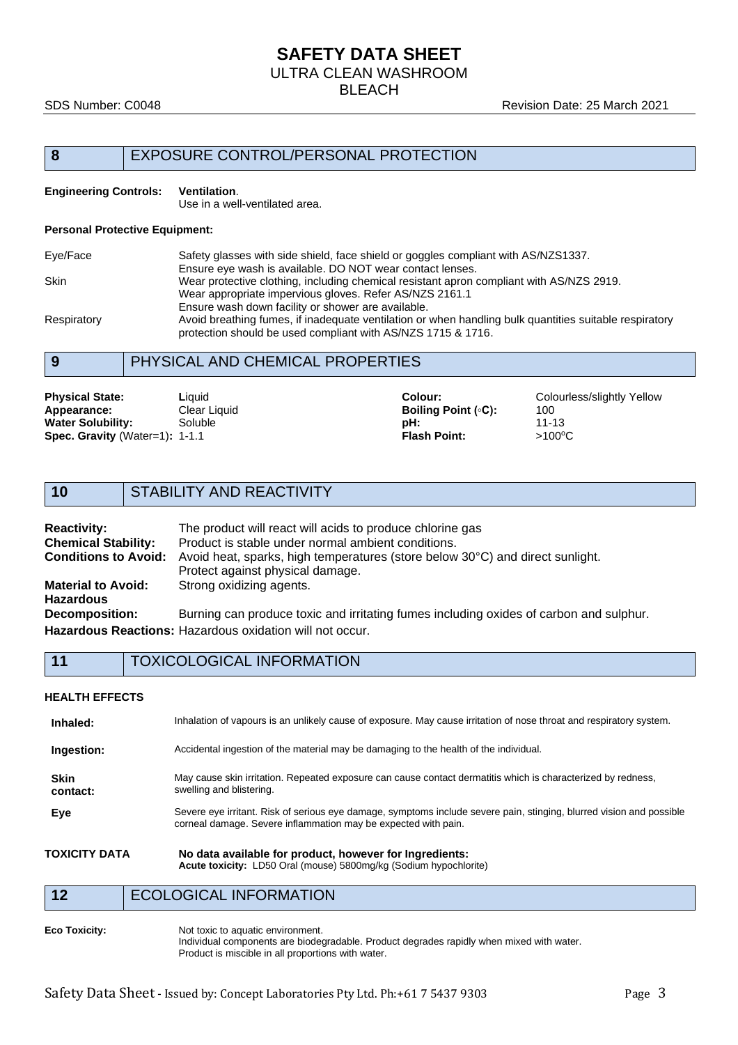## 8 EXPOSURE CONTROL/PERSONAL PROTECTION

**Engineering Controls:** **Ventilation**.
Use in a well-ventilated area.

**Personal Protective Equipment:**

| | |
|---|---|
| Eye/Face | Safety glasses with side shield, face shield or goggles compliant with AS/NZS1337. Ensure eye wash is available. DO NOT wear contact lenses. |
| Skin | Wear protective clothing, including chemical resistant apron compliant with AS/NZS 2919. Wear appropriate impervious gloves. Refer AS/NZS 2161.1 Ensure wash down facility or shower are available. |
| Respiratory | Avoid breathing fumes, if inadequate ventilation or when handling bulk quantities suitable respiratory protection should be used compliant with AS/NZS 1715 & 1716. |

## 9 PHYSICAL AND CHEMICAL PROPERTIES

| | | | |
|---|---|---|---|
| **Physical State:** | Liquid | **Colour:** | Colourless/slightly Yellow |
| **Appearance:** | Clear Liquid | **Boiling Point (◦C):** | 100 |
| **Water Solubility:** | Soluble | **pH:** | 11-13 |
| **Spec. Gravity** (Water=1)**:** | 1-1.1 | **Flash Point:** | >100°C |

## 10 STABILITY AND REACTIVITY

| | |
|---|---|
| **Reactivity:** | The product will react will acids to produce chlorine gas |
| **Chemical Stability:** | Product is stable under normal ambient conditions. |
| **Conditions to Avoid:** | Avoid heat, sparks, high temperatures (store below 30°C) and direct sunlight. Protect against physical damage. |
| **Material to Avoid:** | Strong oxidizing agents. |
| **Hazardous Decomposition:** | Burning can produce toxic and irritating fumes including oxides of carbon and sulphur. |
| **Hazardous Reactions:** | Hazardous oxidation will not occur. |

## 11 TOXICOLOGICAL INFORMATION

**HEALTH EFFECTS**

| | |
|---|---|
| **Inhaled:** | Inhalation of vapours is an unlikely cause of exposure. May cause irritation of nose throat and respiratory system. |
| **Ingestion:** | Accidental ingestion of the material may be damaging to the health of the individual. |
| **Skin contact:** | May cause skin irritation. Repeated exposure can cause contact dermatitis which is characterized by redness, swelling and blistering. |
| **Eye** | Severe eye irritant. Risk of serious eye damage, symptoms include severe pain, stinging, blurred vision and possible corneal damage. Severe inflammation may be expected with pain. |

**TOXICITY DATA** **No data available for product, however for Ingredients:**
**Acute toxicity:** LD50 Oral (mouse) 5800mg/kg (Sodium hypochlorite)

## 12 ECOLOGICAL INFORMATION

**Eco Toxicity:** Not toxic to aquatic environment.
Individual components are biodegradable. Product degrades rapidly when mixed with water.
Product is miscible in all proportions with water.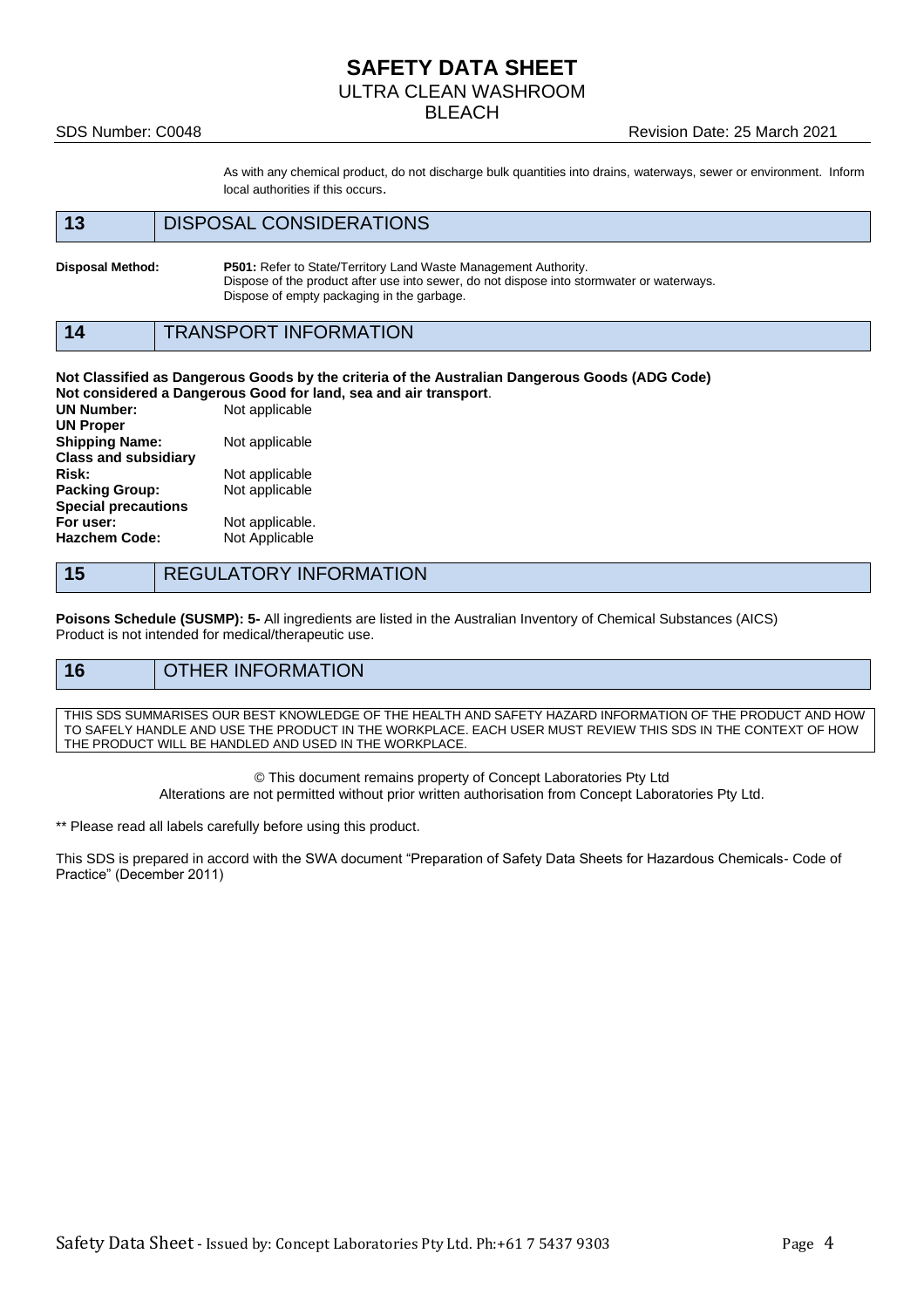As with any chemical product, do not discharge bulk quantities into drains, waterways, sewer or environment. Inform local authorities if this occurs.

## 13 DISPOSAL CONSIDERATIONS

**Disposal Method:** **P501:** Refer to State/Territory Land Waste Management Authority.
Dispose of the product after use into sewer, do not dispose into stormwater or waterways.
Dispose of empty packaging in the garbage.

## 14 TRANSPORT INFORMATION

**Not Classified as Dangerous Goods by the criteria of the Australian Dangerous Goods (ADG Code)**
**Not considered a Dangerous Good for land, sea and air transport**.

| | |
|---|---|
| **UN Number:** | Not applicable |
| **UN Proper Shipping Name:** | Not applicable |
| **Class and subsidiary Risk:** | Not applicable |
| **Packing Group:** | Not applicable |
| **Special precautions For user:** | Not applicable. |
| **Hazchem Code:** | Not Applicable |

## 15 REGULATORY INFORMATION

**Poisons Schedule (SUSMP): 5-** All ingredients are listed in the Australian Inventory of Chemical Substances (AICS)
Product is not intended for medical/therapeutic use.

## 16 OTHER INFORMATION

THIS SDS SUMMARISES OUR BEST KNOWLEDGE OF THE HEALTH AND SAFETY HAZARD INFORMATION OF THE PRODUCT AND HOW TO SAFELY HANDLE AND USE THE PRODUCT IN THE WORKPLACE. EACH USER MUST REVIEW THIS SDS IN THE CONTEXT OF HOW THE PRODUCT WILL BE HANDLED AND USED IN THE WORKPLACE.

© This document remains property of Concept Laboratories Pty Ltd
Alterations are not permitted without prior written authorisation from Concept Laboratories Pty Ltd.

** Please read all labels carefully before using this product.

This SDS is prepared in accord with the SWA document "Preparation of Safety Data Sheets for Hazardous Chemicals- Code of Practice" (December 2011)